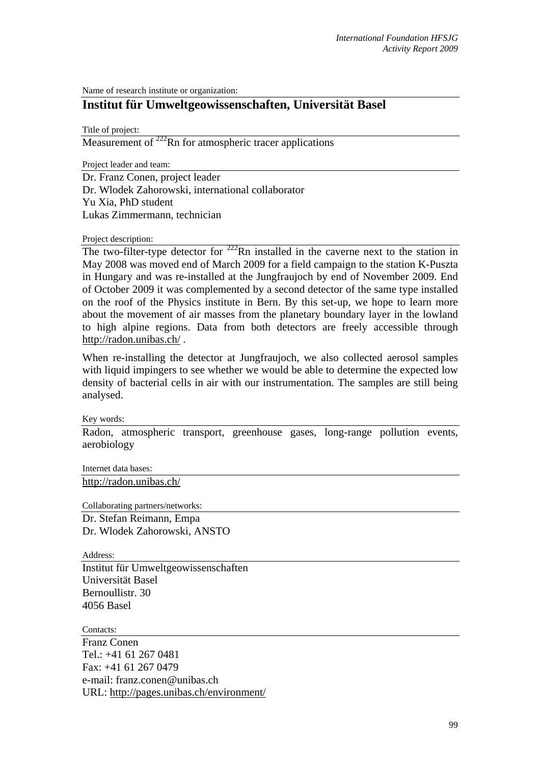Name of research institute or organization:

## Institut für Umweltgeowissenschaften, Universität Basel

Title of project:

Measurement of $^{222}$Rn for atmospheric tracer applications

Project leader and team:

Dr. Franz Conen, project leader
Dr. Wlodek Zahorowski, international collaborator
Yu Xia, PhD student
Lukas Zimmermann, technician

Project description:

The two-filter-type detector for $^{222}$Rn installed in the caverne next to the station in May 2008 was moved end of March 2009 for a field campaign to the station K-Puszta in Hungary and was re-installed at the Jungfraujoch by end of November 2009. End of October 2009 it was complemented by a second detector of the same type installed on the roof of the Physics institute in Bern. By this set-up, we hope to learn more about the movement of air masses from the planetary boundary layer in the lowland to high alpine regions. Data from both detectors are freely accessible through http://radon.unibas.ch/ .

When re-installing the detector at Jungfraujoch, we also collected aerosol samples with liquid impingers to see whether we would be able to determine the expected low density of bacterial cells in air with our instrumentation. The samples are still being analysed.

Key words:

Radon, atmospheric transport, greenhouse gases, long-range pollution events, aerobiology

Internet data bases:

http://radon.unibas.ch/

Collaborating partners/networks:

Dr. Stefan Reimann, Empa
Dr. Wlodek Zahorowski, ANSTO

Address:

Institut für Umweltgeowissenschaften
Universität Basel
Bernoullistr. 30
4056 Basel

Contacts:

Franz Conen
Tel.: +41 61 267 0481
Fax: +41 61 267 0479
e-mail: franz.conen@unibas.ch
URL: http://pages.unibas.ch/environment/